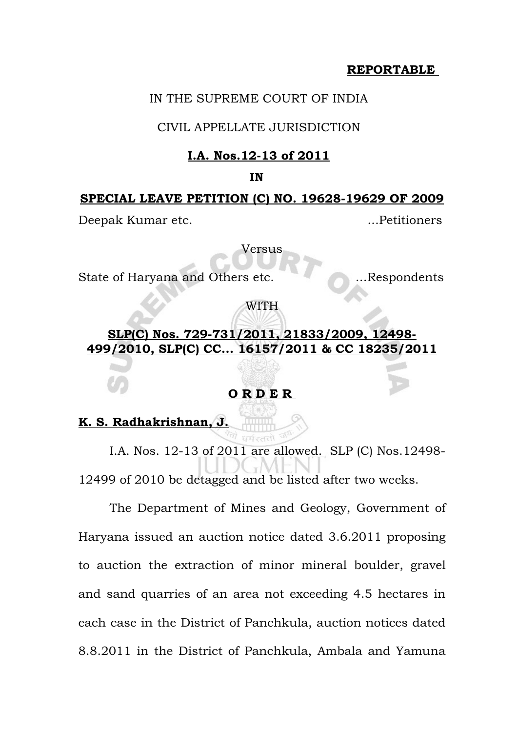**REPORTABLE**

IN THE SUPREME COURT OF INDIA

CIVIL APPELLATE JURISDICTION

**I.A. Nos.12-13 of 2011**

**IN**

**SPECIAL LEAVE PETITION (C) NO. 19628-19629 OF 2009**

Deepak Kumar etc. ...Petitioners

Versus

State of Haryana and Others etc. ...Respondents

WITH

**SLP(C) Nos. 729-731/2011, 21833/2009, 12498-499/2010, SLP(C) CC... 16157/2011 & CC 18235/2011**

**O R D E R**

**K. S. Radhakrishnan, J.**

I.A. Nos. 12-13 of 2011 are allowed. SLP (C) Nos.12498-12499 of 2010 be detagged and be listed after two weeks.

The Department of Mines and Geology, Government of Haryana issued an auction notice dated 3.6.2011 proposing to auction the extraction of minor mineral boulder, gravel and sand quarries of an area not exceeding 4.5 hectares in each case in the District of Panchkula, auction notices dated 8.8.2011 in the District of Panchkula, Ambala and Yamuna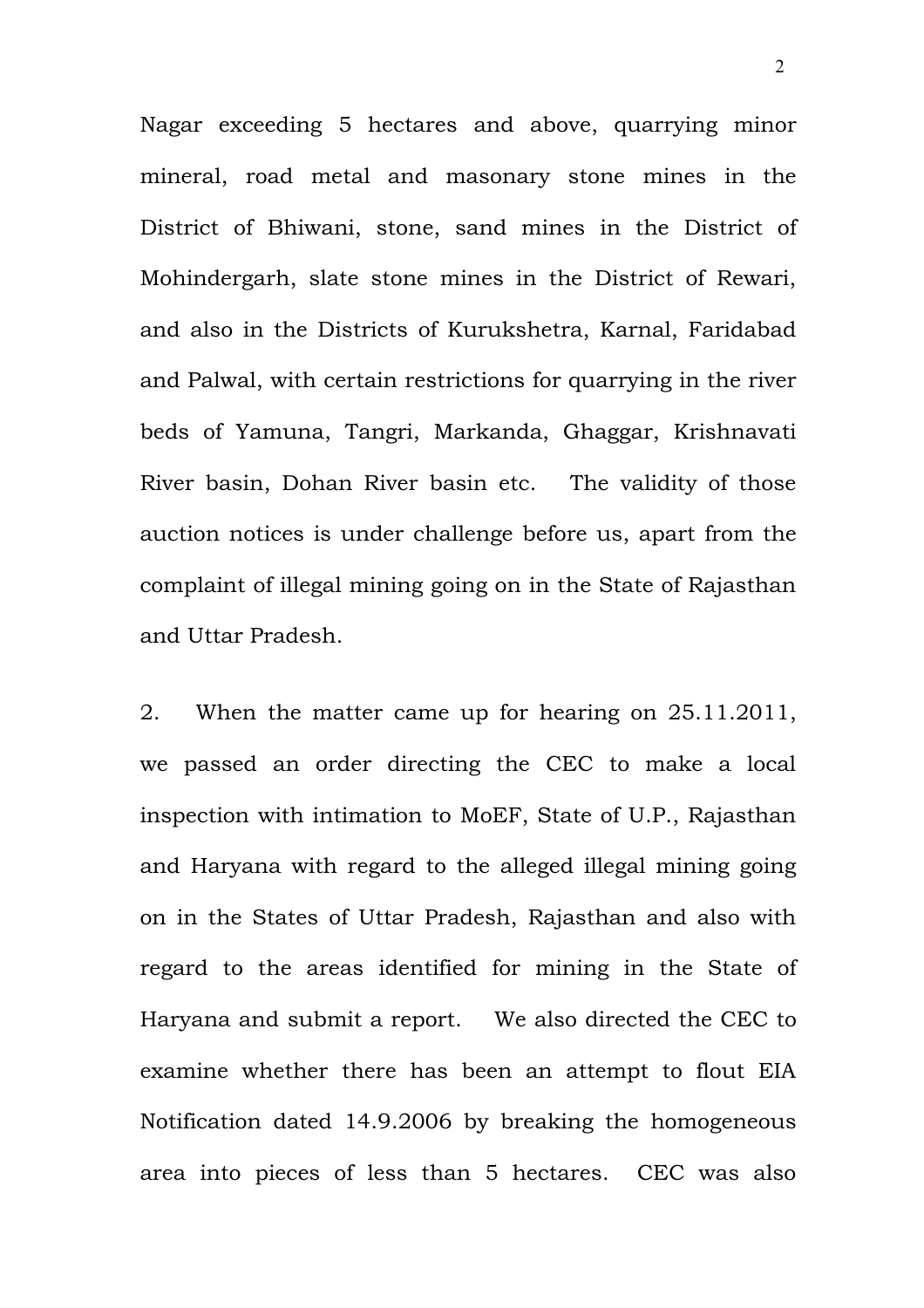Nagar exceeding 5 hectares and above, quarrying minor mineral, road metal and masonary stone mines in the District of Bhiwani, stone, sand mines in the District of Mohindergarh, slate stone mines in the District of Rewari, and also in the Districts of Kurukshetra, Karnal, Faridabad and Palwal, with certain restrictions for quarrying in the river beds of Yamuna, Tangri, Markanda, Ghaggar, Krishnavati River basin, Dohan River basin etc. The validity of those auction notices is under challenge before us, apart from the complaint of illegal mining going on in the State of Rajasthan and Uttar Pradesh.

2. When the matter came up for hearing on 25.11.2011, we passed an order directing the CEC to make a local inspection with intimation to MoEF, State of U.P., Rajasthan and Haryana with regard to the alleged illegal mining going on in the States of Uttar Pradesh, Rajasthan and also with regard to the areas identified for mining in the State of Haryana and submit a report. We also directed the CEC to examine whether there has been an attempt to flout EIA Notification dated 14.9.2006 by breaking the homogeneous area into pieces of less than 5 hectares. CEC was also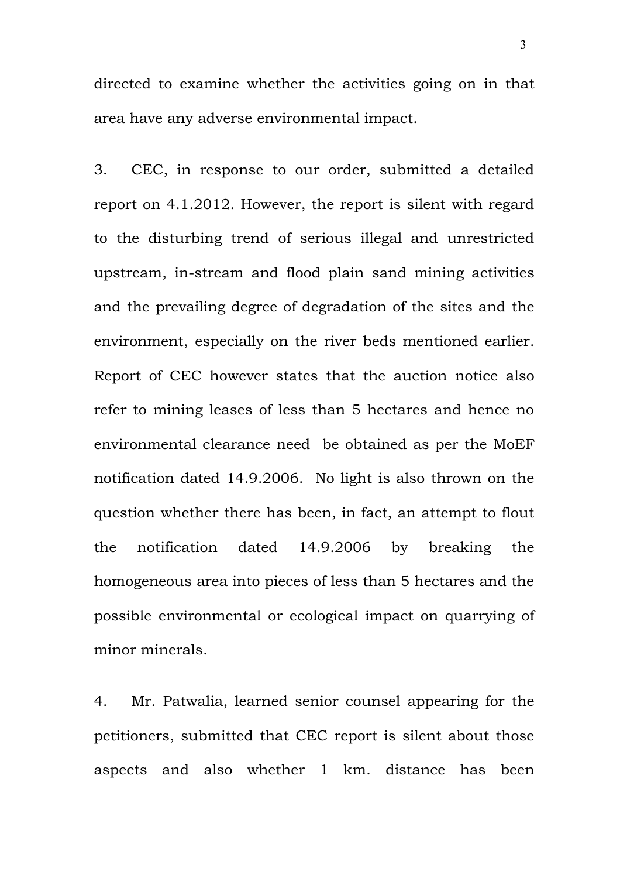directed to examine whether the activities going on in that area have any adverse environmental impact.

3. CEC, in response to our order, submitted a detailed report on 4.1.2012. However, the report is silent with regard to the disturbing trend of serious illegal and unrestricted upstream, in-stream and flood plain sand mining activities and the prevailing degree of degradation of the sites and the environment, especially on the river beds mentioned earlier. Report of CEC however states that the auction notice also refer to mining leases of less than 5 hectares and hence no environmental clearance need be obtained as per the MoEF notification dated 14.9.2006. No light is also thrown on the question whether there has been, in fact, an attempt to flout the notification dated 14.9.2006 by breaking the homogeneous area into pieces of less than 5 hectares and the possible environmental or ecological impact on quarrying of minor minerals.

4. Mr. Patwalia, learned senior counsel appearing for the petitioners, submitted that CEC report is silent about those aspects and also whether 1 km. distance has been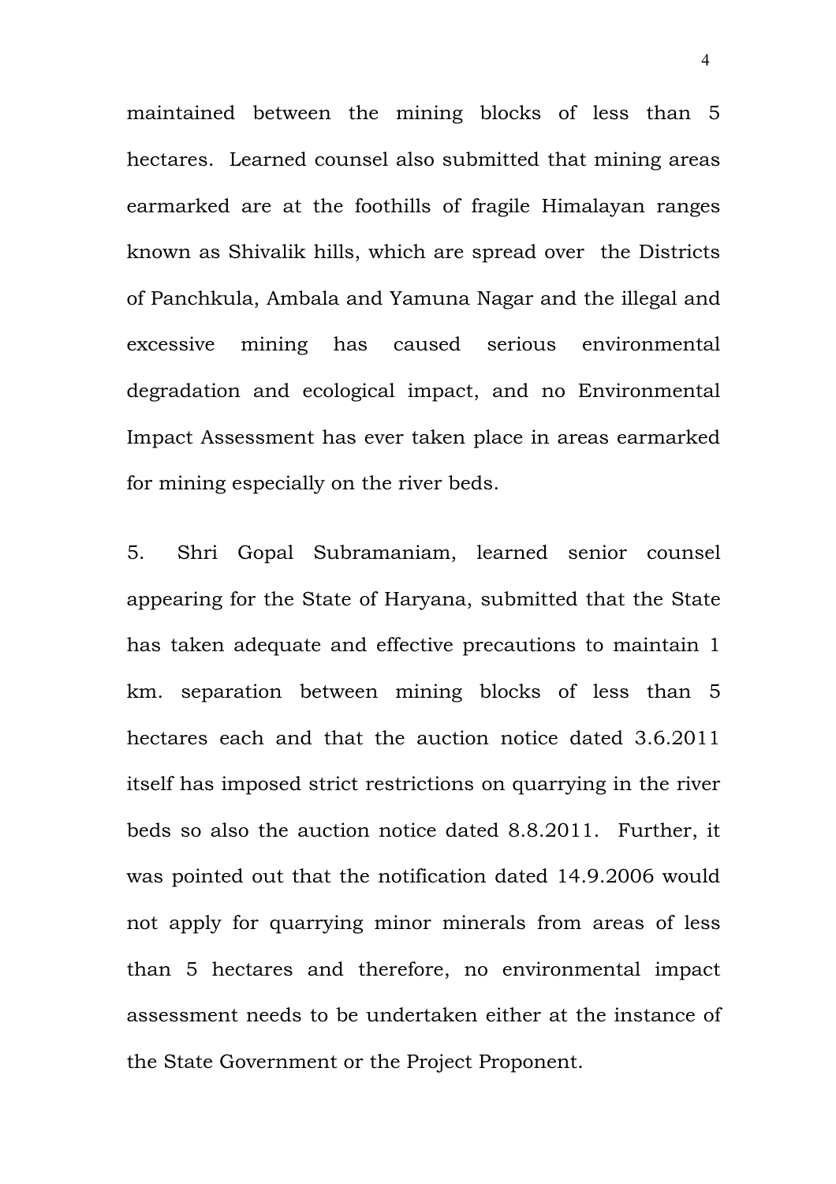maintained between the mining blocks of less than 5 hectares. Learned counsel also submitted that mining areas earmarked are at the foothills of fragile Himalayan ranges known as Shivalik hills, which are spread over the Districts of Panchkula, Ambala and Yamuna Nagar and the illegal and excessive mining has caused serious environmental degradation and ecological impact, and no Environmental Impact Assessment has ever taken place in areas earmarked for mining especially on the river beds.

5. Shri Gopal Subramaniam, learned senior counsel appearing for the State of Haryana, submitted that the State has taken adequate and effective precautions to maintain 1 km. separation between mining blocks of less than 5 hectares each and that the auction notice dated 3.6.2011 itself has imposed strict restrictions on quarrying in the river beds so also the auction notice dated 8.8.2011. Further, it was pointed out that the notification dated 14.9.2006 would not apply for quarrying minor minerals from areas of less than 5 hectares and therefore, no environmental impact assessment needs to be undertaken either at the instance of the State Government or the Project Proponent.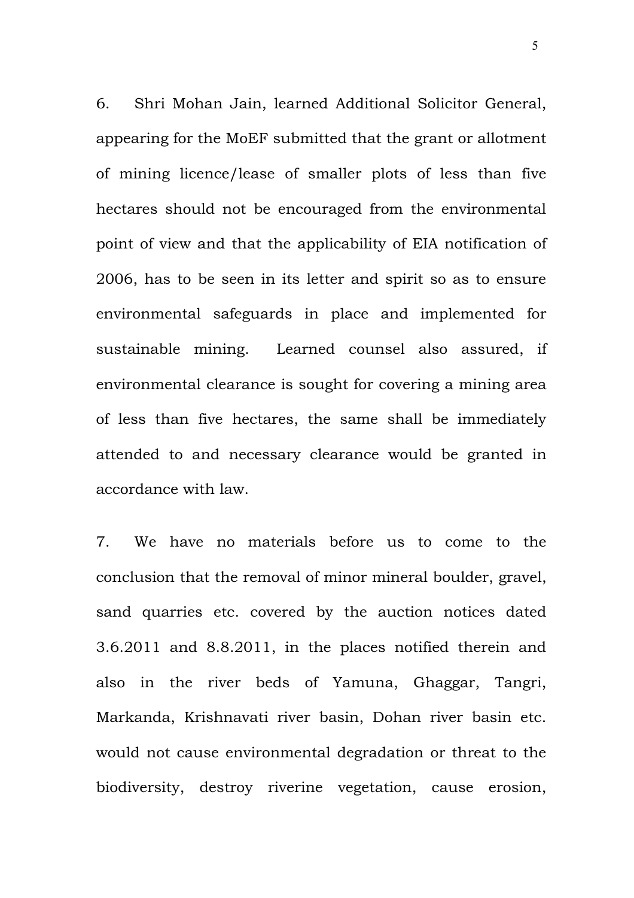6. Shri Mohan Jain, learned Additional Solicitor General, appearing for the MoEF submitted that the grant or allotment of mining licence/lease of smaller plots of less than five hectares should not be encouraged from the environmental point of view and that the applicability of EIA notification of 2006, has to be seen in its letter and spirit so as to ensure environmental safeguards in place and implemented for sustainable mining. Learned counsel also assured, if environmental clearance is sought for covering a mining area of less than five hectares, the same shall be immediately attended to and necessary clearance would be granted in accordance with law.

7. We have no materials before us to come to the conclusion that the removal of minor mineral boulder, gravel, sand quarries etc. covered by the auction notices dated 3.6.2011 and 8.8.2011, in the places notified therein and also in the river beds of Yamuna, Ghaggar, Tangri, Markanda, Krishnavati river basin, Dohan river basin etc. would not cause environmental degradation or threat to the biodiversity, destroy riverine vegetation, cause erosion,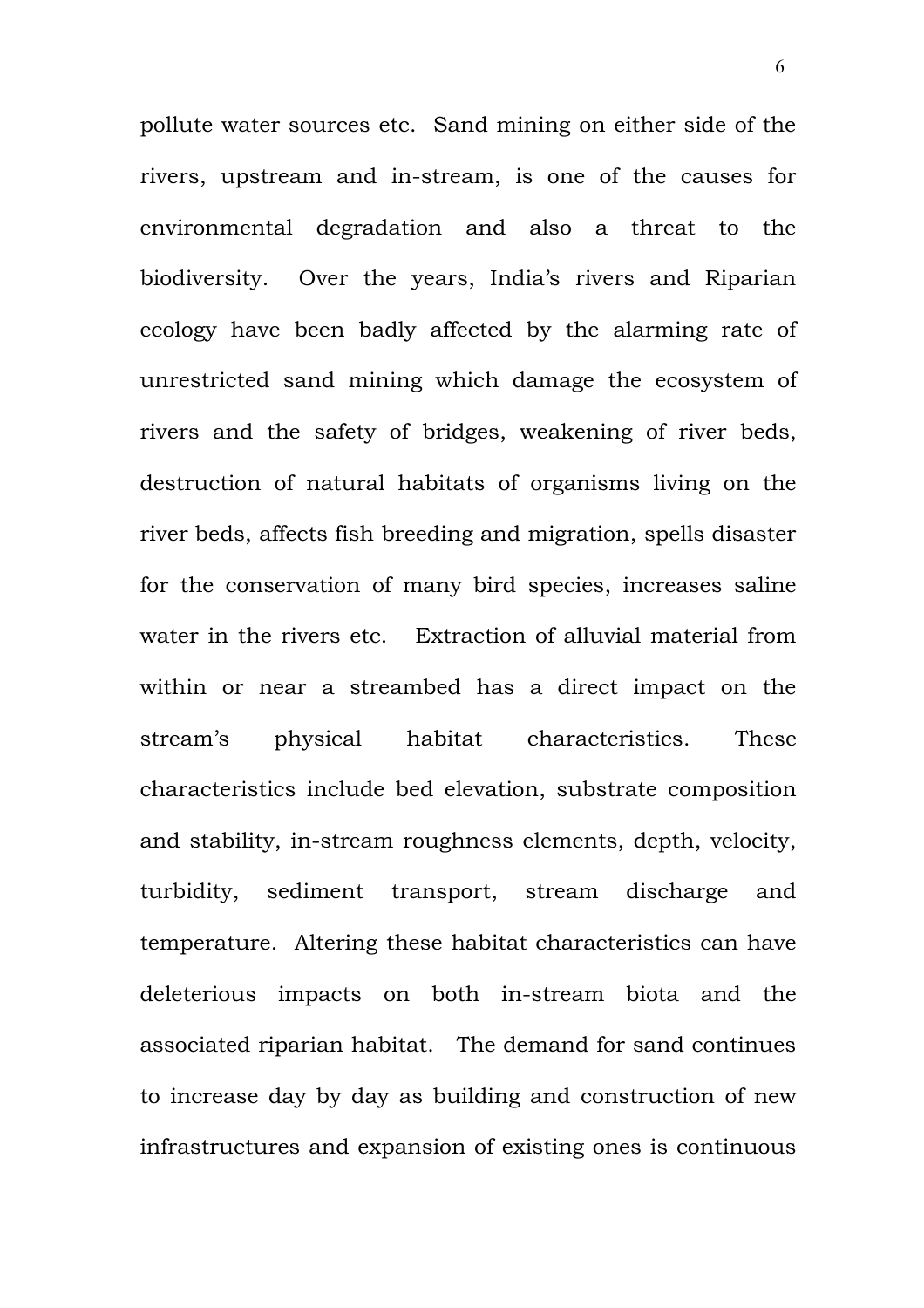pollute water sources etc. Sand mining on either side of the rivers, upstream and in-stream, is one of the causes for environmental degradation and also a threat to the biodiversity. Over the years, India's rivers and Riparian ecology have been badly affected by the alarming rate of unrestricted sand mining which damage the ecosystem of rivers and the safety of bridges, weakening of river beds, destruction of natural habitats of organisms living on the river beds, affects fish breeding and migration, spells disaster for the conservation of many bird species, increases saline water in the rivers etc. Extraction of alluvial material from within or near a streambed has a direct impact on the stream's physical habitat characteristics. These characteristics include bed elevation, substrate composition and stability, in-stream roughness elements, depth, velocity, turbidity, sediment transport, stream discharge and temperature. Altering these habitat characteristics can have deleterious impacts on both in-stream biota and the associated riparian habitat. The demand for sand continues to increase day by day as building and construction of new infrastructures and expansion of existing ones is continuous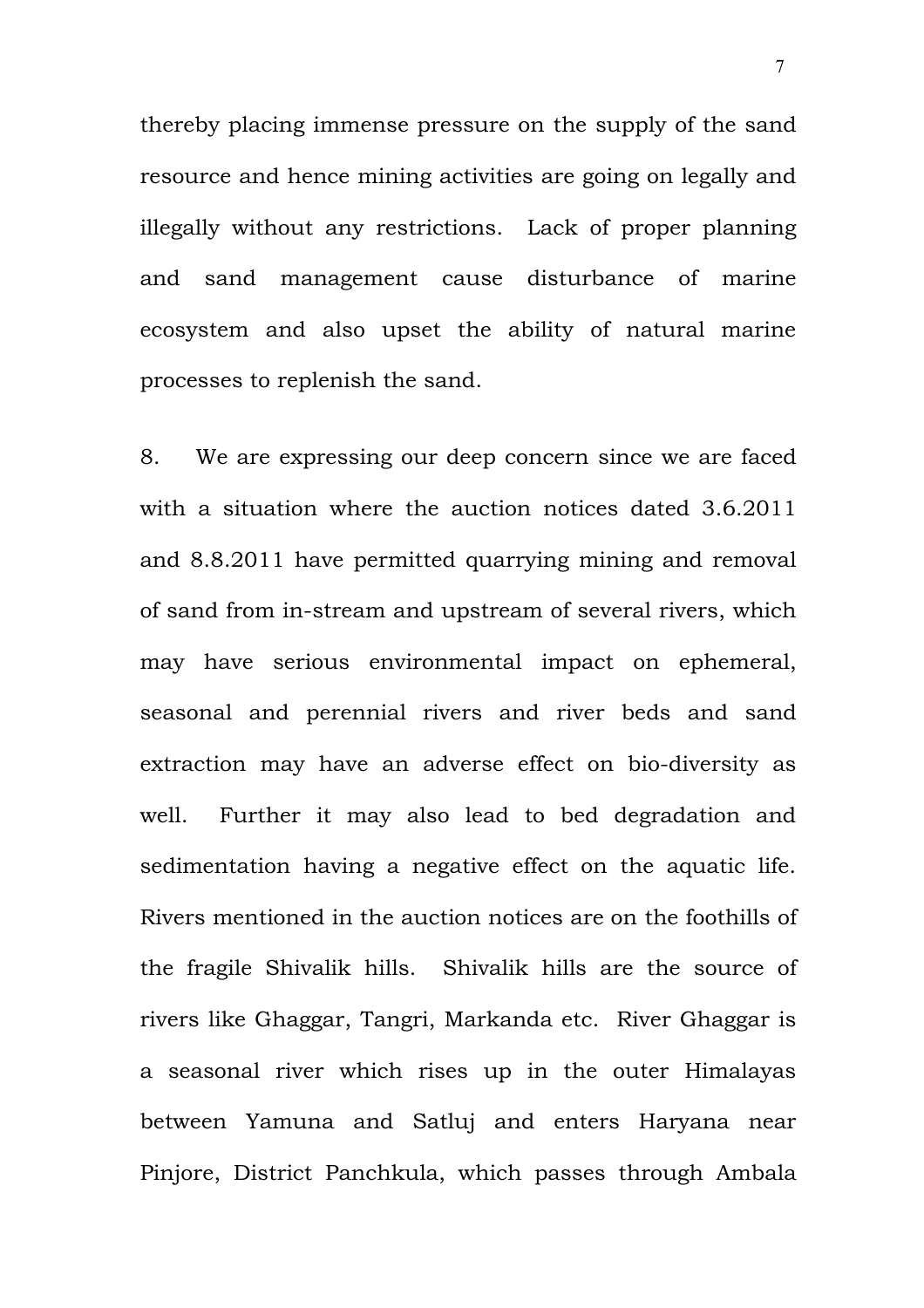thereby placing immense pressure on the supply of the sand resource and hence mining activities are going on legally and illegally without any restrictions. Lack of proper planning and sand management cause disturbance of marine ecosystem and also upset the ability of natural marine processes to replenish the sand.

8. We are expressing our deep concern since we are faced with a situation where the auction notices dated 3.6.2011 and 8.8.2011 have permitted quarrying mining and removal of sand from in-stream and upstream of several rivers, which may have serious environmental impact on ephemeral, seasonal and perennial rivers and river beds and sand extraction may have an adverse effect on bio-diversity as well. Further it may also lead to bed degradation and sedimentation having a negative effect on the aquatic life. Rivers mentioned in the auction notices are on the foothills of the fragile Shivalik hills. Shivalik hills are the source of rivers like Ghaggar, Tangri, Markanda etc. River Ghaggar is a seasonal river which rises up in the outer Himalayas between Yamuna and Satluj and enters Haryana near Pinjore, District Panchkula, which passes through Ambala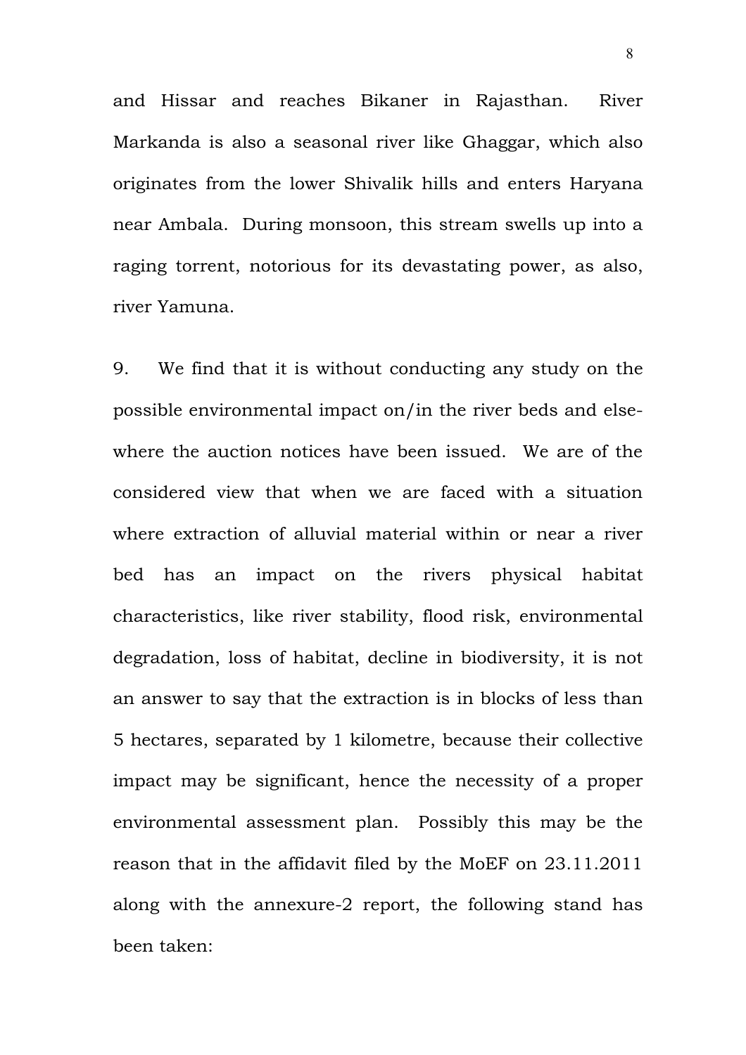and Hissar and reaches Bikaner in Rajasthan. River Markanda is also a seasonal river like Ghaggar, which also originates from the lower Shivalik hills and enters Haryana near Ambala. During monsoon, this stream swells up into a raging torrent, notorious for its devastating power, as also, river Yamuna.

9. We find that it is without conducting any study on the possible environmental impact on/in the river beds and elsewhere the auction notices have been issued. We are of the considered view that when we are faced with a situation where extraction of alluvial material within or near a river bed has an impact on the rivers physical habitat characteristics, like river stability, flood risk, environmental degradation, loss of habitat, decline in biodiversity, it is not an answer to say that the extraction is in blocks of less than 5 hectares, separated by 1 kilometre, because their collective impact may be significant, hence the necessity of a proper environmental assessment plan. Possibly this may be the reason that in the affidavit filed by the MoEF on 23.11.2011 along with the annexure-2 report, the following stand has been taken: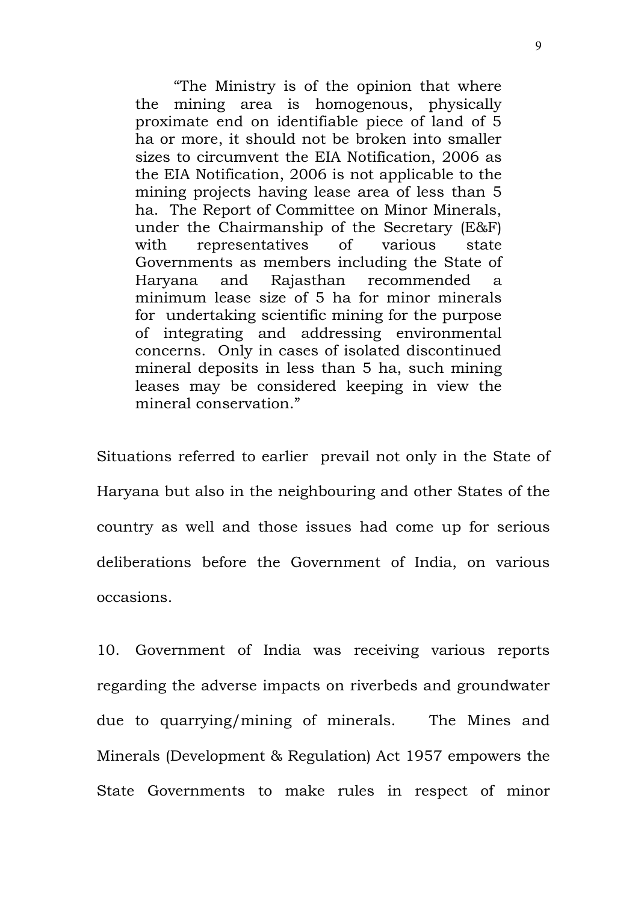> "The Ministry is of the opinion that where the mining area is homogenous, physically proximate end on identifiable piece of land of 5 ha or more, it should not be broken into smaller sizes to circumvent the EIA Notification, 2006 as the EIA Notification, 2006 is not applicable to the mining projects having lease area of less than 5 ha. The Report of Committee on Minor Minerals, under the Chairmanship of the Secretary (E&F) with representatives of various state Governments as members including the State of Haryana and Rajasthan recommended a minimum lease size of 5 ha for minor minerals for undertaking scientific mining for the purpose of integrating and addressing environmental concerns. Only in cases of isolated discontinued mineral deposits in less than 5 ha, such mining leases may be considered keeping in view the mineral conservation."

Situations referred to earlier prevail not only in the State of Haryana but also in the neighbouring and other States of the country as well and those issues had come up for serious deliberations before the Government of India, on various occasions.

10. Government of India was receiving various reports regarding the adverse impacts on riverbeds and groundwater due to quarrying/mining of minerals. The Mines and Minerals (Development & Regulation) Act 1957 empowers the State Governments to make rules in respect of minor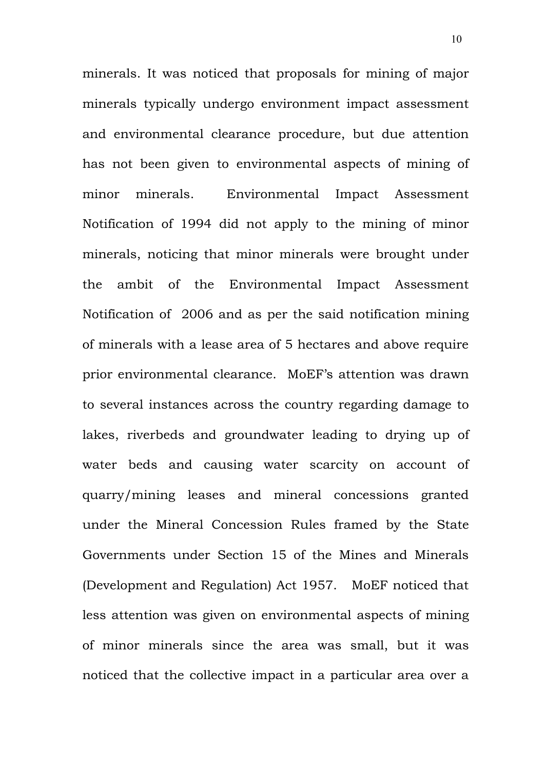minerals. It was noticed that proposals for mining of major minerals typically undergo environment impact assessment and environmental clearance procedure, but due attention has not been given to environmental aspects of mining of minor minerals. Environmental Impact Assessment Notification of 1994 did not apply to the mining of minor minerals, noticing that minor minerals were brought under the ambit of the Environmental Impact Assessment Notification of 2006 and as per the said notification mining of minerals with a lease area of 5 hectares and above require prior environmental clearance. MoEF's attention was drawn to several instances across the country regarding damage to lakes, riverbeds and groundwater leading to drying up of water beds and causing water scarcity on account of quarry/mining leases and mineral concessions granted under the Mineral Concession Rules framed by the State Governments under Section 15 of the Mines and Minerals (Development and Regulation) Act 1957. MoEF noticed that less attention was given on environmental aspects of mining of minor minerals since the area was small, but it was noticed that the collective impact in a particular area over a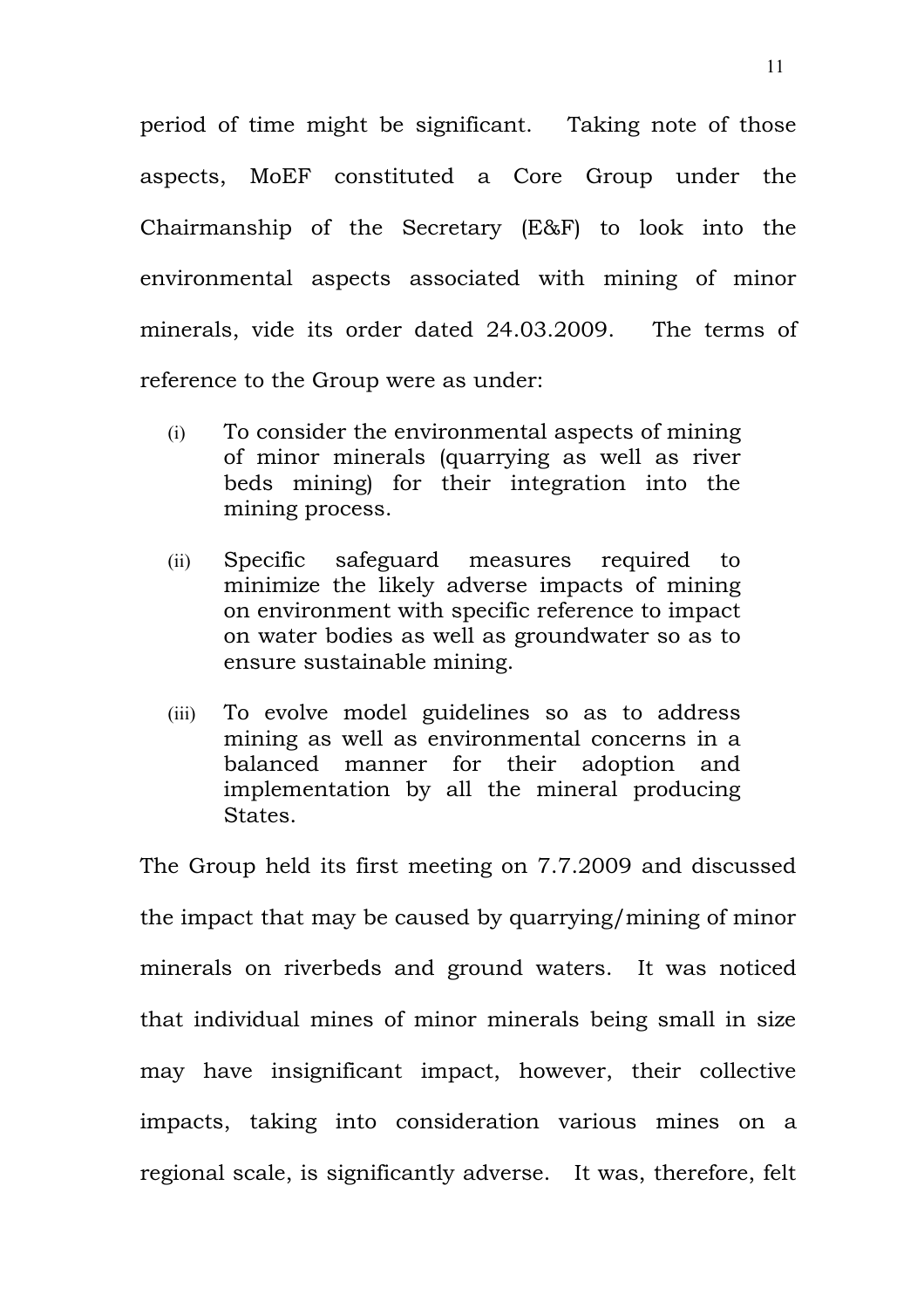period of time might be significant. Taking note of those aspects, MoEF constituted a Core Group under the Chairmanship of the Secretary (E&F) to look into the environmental aspects associated with mining of minor minerals, vide its order dated 24.03.2009. The terms of reference to the Group were as under:

(i) To consider the environmental aspects of mining of minor minerals (quarrying as well as river beds mining) for their integration into the mining process.

(ii) Specific safeguard measures required to minimize the likely adverse impacts of mining on environment with specific reference to impact on water bodies as well as groundwater so as to ensure sustainable mining.

(iii) To evolve model guidelines so as to address mining as well as environmental concerns in a balanced manner for their adoption and implementation by all the mineral producing States.

The Group held its first meeting on 7.7.2009 and discussed the impact that may be caused by quarrying/mining of minor minerals on riverbeds and ground waters. It was noticed that individual mines of minor minerals being small in size may have insignificant impact, however, their collective impacts, taking into consideration various mines on a regional scale, is significantly adverse. It was, therefore, felt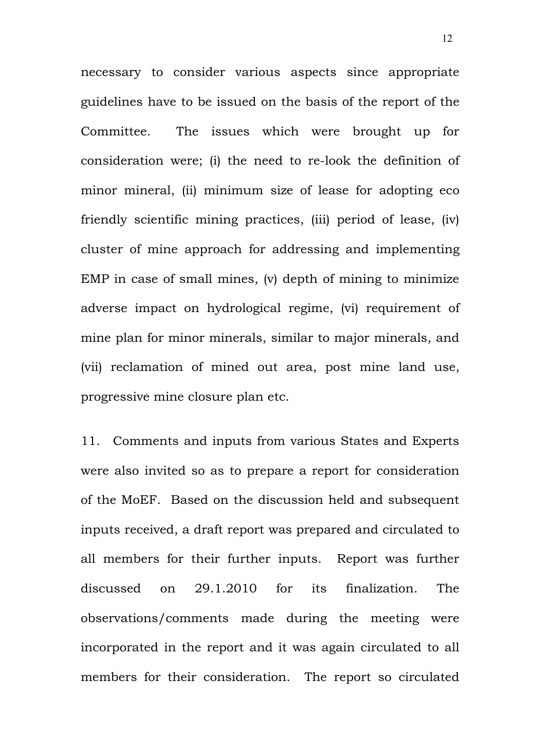necessary to consider various aspects since appropriate guidelines have to be issued on the basis of the report of the Committee. The issues which were brought up for consideration were; (i) the need to re-look the definition of minor mineral, (ii) minimum size of lease for adopting eco friendly scientific mining practices, (iii) period of lease, (iv) cluster of mine approach for addressing and implementing EMP in case of small mines, (v) depth of mining to minimize adverse impact on hydrological regime, (vi) requirement of mine plan for minor minerals, similar to major minerals, and (vii) reclamation of mined out area, post mine land use, progressive mine closure plan etc.

11. Comments and inputs from various States and Experts were also invited so as to prepare a report for consideration of the MoEF. Based on the discussion held and subsequent inputs received, a draft report was prepared and circulated to all members for their further inputs. Report was further discussed on 29.1.2010 for its finalization. The observations/comments made during the meeting were incorporated in the report and it was again circulated to all members for their consideration. The report so circulated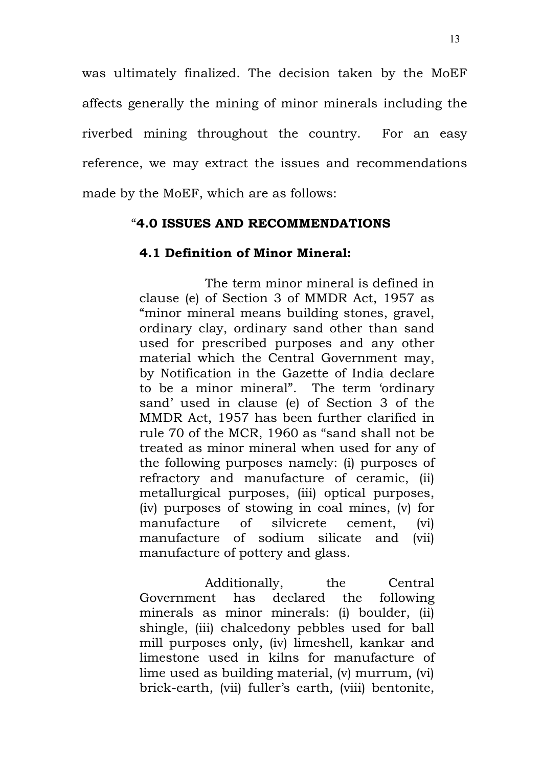was ultimately finalized. The decision taken by the MoEF affects generally the mining of minor minerals including the riverbed mining throughout the country. For an easy reference, we may extract the issues and recommendations made by the MoEF, which are as follows:

> "**4.0 ISSUES AND RECOMMENDATIONS**
>
> **4.1 Definition of Minor Mineral:**
>
> The term minor mineral is defined in clause (e) of Section 3 of MMDR Act, 1957 as "minor mineral means building stones, gravel, ordinary clay, ordinary sand other than sand used for prescribed purposes and any other material which the Central Government may, by Notification in the Gazette of India declare to be a minor mineral". The term 'ordinary sand' used in clause (e) of Section 3 of the MMDR Act, 1957 has been further clarified in rule 70 of the MCR, 1960 as "sand shall not be treated as minor mineral when used for any of the following purposes namely: (i) purposes of refractory and manufacture of ceramic, (ii) metallurgical purposes, (iii) optical purposes, (iv) purposes of stowing in coal mines, (v) for manufacture of silvicrete cement, (vi) manufacture of sodium silicate and (vii) manufacture of pottery and glass.
>
> Additionally, the Central Government has declared the following minerals as minor minerals: (i) boulder, (ii) shingle, (iii) chalcedony pebbles used for ball mill purposes only, (iv) limeshell, kankar and limestone used in kilns for manufacture of lime used as building material, (v) murrum, (vi) brick-earth, (vii) fuller's earth, (viii) bentonite,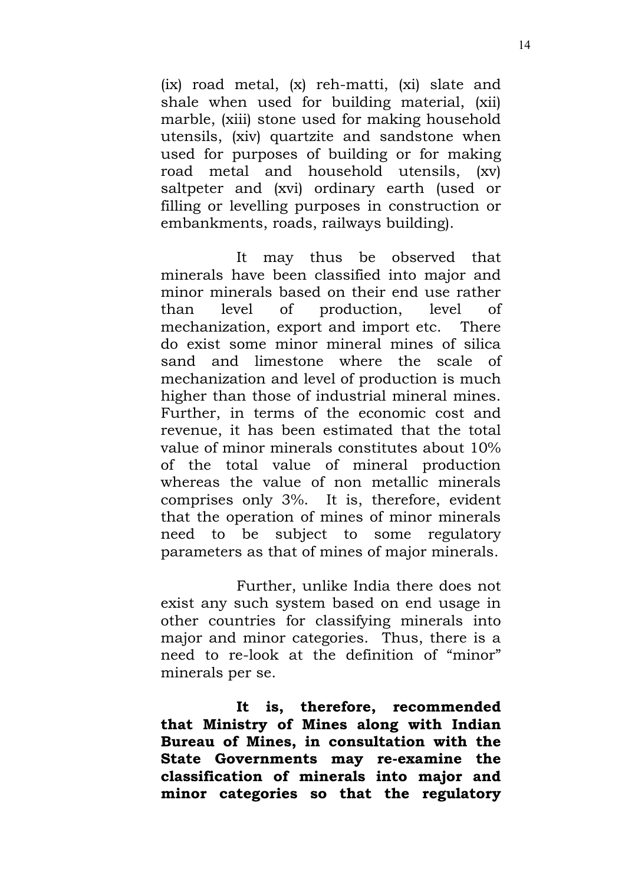(ix) road metal, (x) reh-matti, (xi) slate and shale when used for building material, (xii) marble, (xiii) stone used for making household utensils, (xiv) quartzite and sandstone when used for purposes of building or for making road metal and household utensils, (xv) saltpeter and (xvi) ordinary earth (used or filling or levelling purposes in construction or embankments, roads, railways building).

It may thus be observed that minerals have been classified into major and minor minerals based on their end use rather than level of production, level of mechanization, export and import etc. There do exist some minor mineral mines of silica sand and limestone where the scale of mechanization and level of production is much higher than those of industrial mineral mines. Further, in terms of the economic cost and revenue, it has been estimated that the total value of minor minerals constitutes about 10% of the total value of mineral production whereas the value of non metallic minerals comprises only 3%. It is, therefore, evident that the operation of mines of minor minerals need to be subject to some regulatory parameters as that of mines of major minerals.

Further, unlike India there does not exist any such system based on end usage in other countries for classifying minerals into major and minor categories. Thus, there is a need to re-look at the definition of “minor” minerals per se.

**It is, therefore, recommended that Ministry of Mines along with Indian Bureau of Mines, in consultation with the State Governments may re-examine the classification of minerals into major and minor categories so that the regulatory**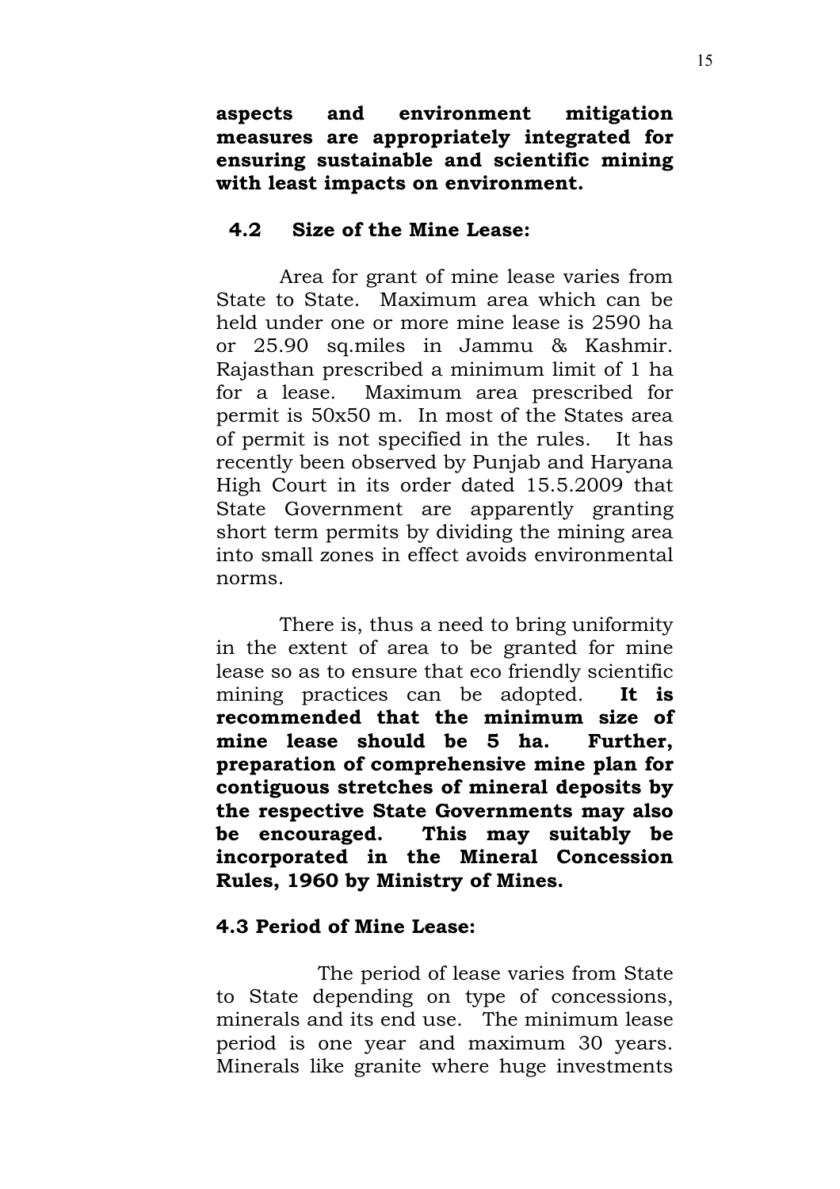**aspects and environment mitigation measures are appropriately integrated for ensuring sustainable and scientific mining with least impacts on environment.**

### 4.2 Size of the Mine Lease:

Area for grant of mine lease varies from State to State. Maximum area which can be held under one or more mine lease is 2590 ha or 25.90 sq.miles in Jammu & Kashmir. Rajasthan prescribed a minimum limit of 1 ha for a lease. Maximum area prescribed for permit is 50x50 m. In most of the States area of permit is not specified in the rules. It has recently been observed by Punjab and Haryana High Court in its order dated 15.5.2009 that State Government are apparently granting short term permits by dividing the mining area into small zones in effect avoids environmental norms.

There is, thus a need to bring uniformity in the extent of area to be granted for mine lease so as to ensure that eco friendly scientific mining practices can be adopted. **It is recommended that the minimum size of mine lease should be 5 ha. Further, preparation of comprehensive mine plan for contiguous stretches of mineral deposits by the respective State Governments may also be encouraged. This may suitably be incorporated in the Mineral Concession Rules, 1960 by Ministry of Mines.**

### 4.3 Period of Mine Lease:

The period of lease varies from State to State depending on type of concessions, minerals and its end use. The minimum lease period is one year and maximum 30 years. Minerals like granite where huge investments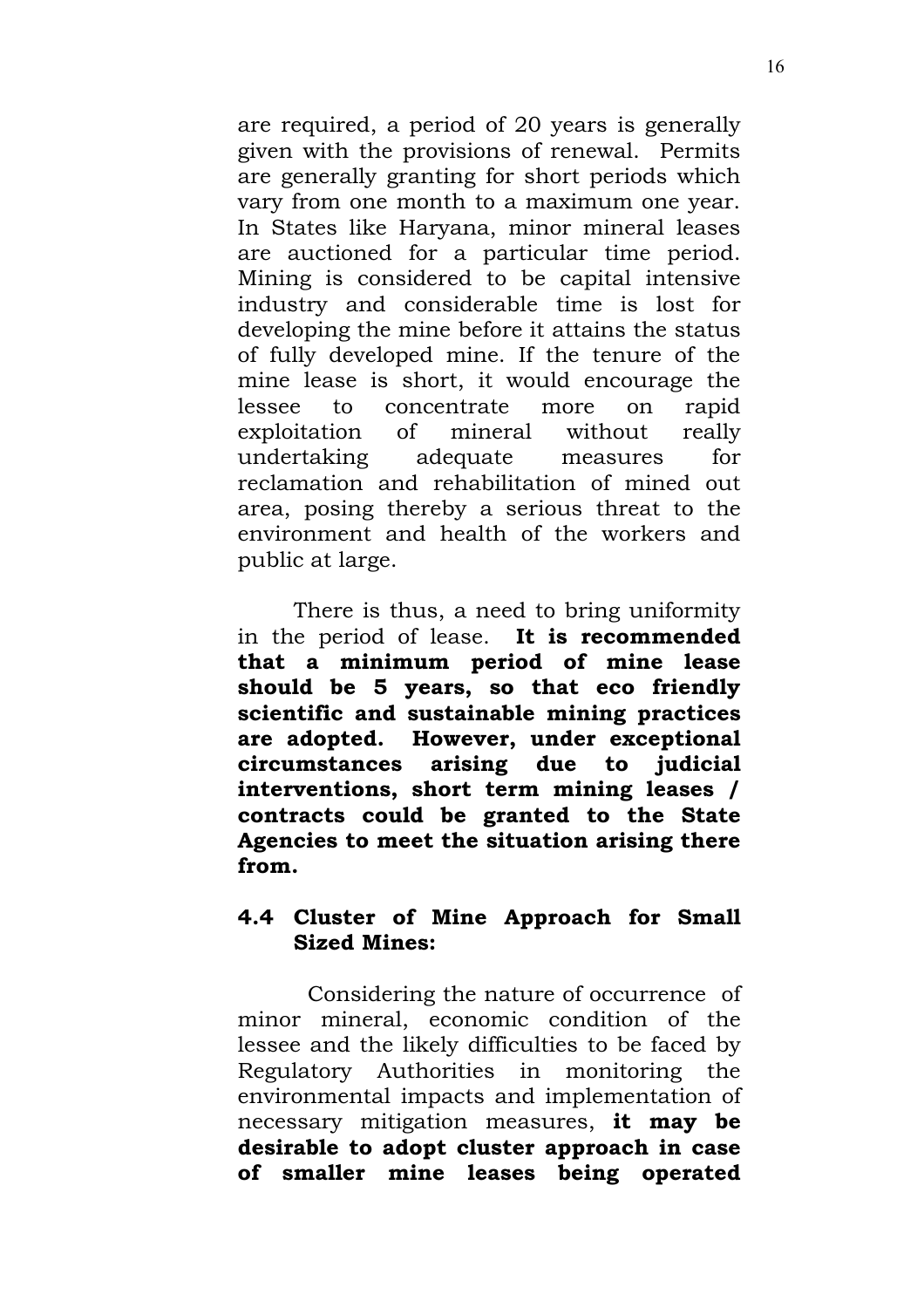are required, a period of 20 years is generally given with the provisions of renewal. Permits are generally granting for short periods which vary from one month to a maximum one year. In States like Haryana, minor mineral leases are auctioned for a particular time period. Mining is considered to be capital intensive industry and considerable time is lost for developing the mine before it attains the status of fully developed mine. If the tenure of the mine lease is short, it would encourage the lessee to concentrate more on rapid exploitation of mineral without really undertaking adequate measures for reclamation and rehabilitation of mined out area, posing thereby a serious threat to the environment and health of the workers and public at large.

There is thus, a need to bring uniformity in the period of lease. **It is recommended that a minimum period of mine lease should be 5 years, so that eco friendly scientific and sustainable mining practices are adopted. However, under exceptional circumstances arising due to judicial interventions, short term mining leases / contracts could be granted to the State Agencies to meet the situation arising there from.**

### 4.4 Cluster of Mine Approach for Small Sized Mines:

Considering the nature of occurrence of minor mineral, economic condition of the lessee and the likely difficulties to be faced by Regulatory Authorities in monitoring the environmental impacts and implementation of necessary mitigation measures, **it may be desirable to adopt cluster approach in case of smaller mine leases being operated**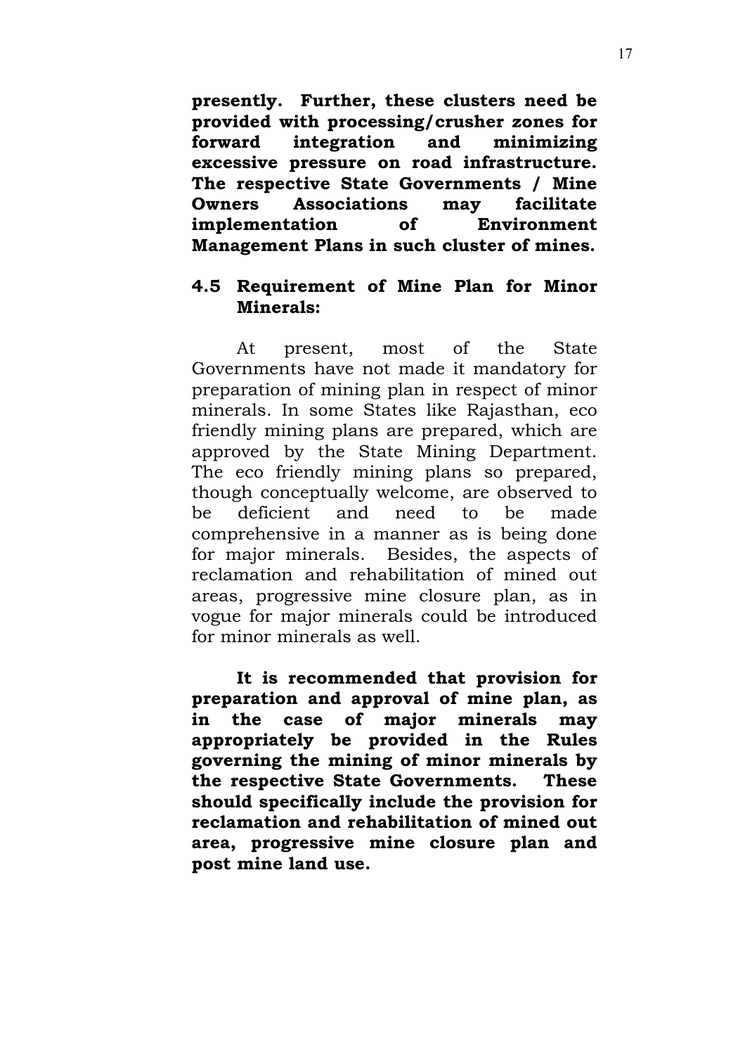**presently. Further, these clusters need be provided with processing/crusher zones for forward integration and minimizing excessive pressure on road infrastructure. The respective State Governments / Mine Owners Associations may facilitate implementation of Environment Management Plans in such cluster of mines.**

### 4.5 Requirement of Mine Plan for Minor Minerals:

At present, most of the State Governments have not made it mandatory for preparation of mining plan in respect of minor minerals. In some States like Rajasthan, eco friendly mining plans are prepared, which are approved by the State Mining Department. The eco friendly mining plans so prepared, though conceptually welcome, are observed to be deficient and need to be made comprehensive in a manner as is being done for major minerals. Besides, the aspects of reclamation and rehabilitation of mined out areas, progressive mine closure plan, as in vogue for major minerals could be introduced for minor minerals as well.

**It is recommended that provision for preparation and approval of mine plan, as in the case of major minerals may appropriately be provided in the Rules governing the mining of minor minerals by the respective State Governments. These should specifically include the provision for reclamation and rehabilitation of mined out area, progressive mine closure plan and post mine land use.**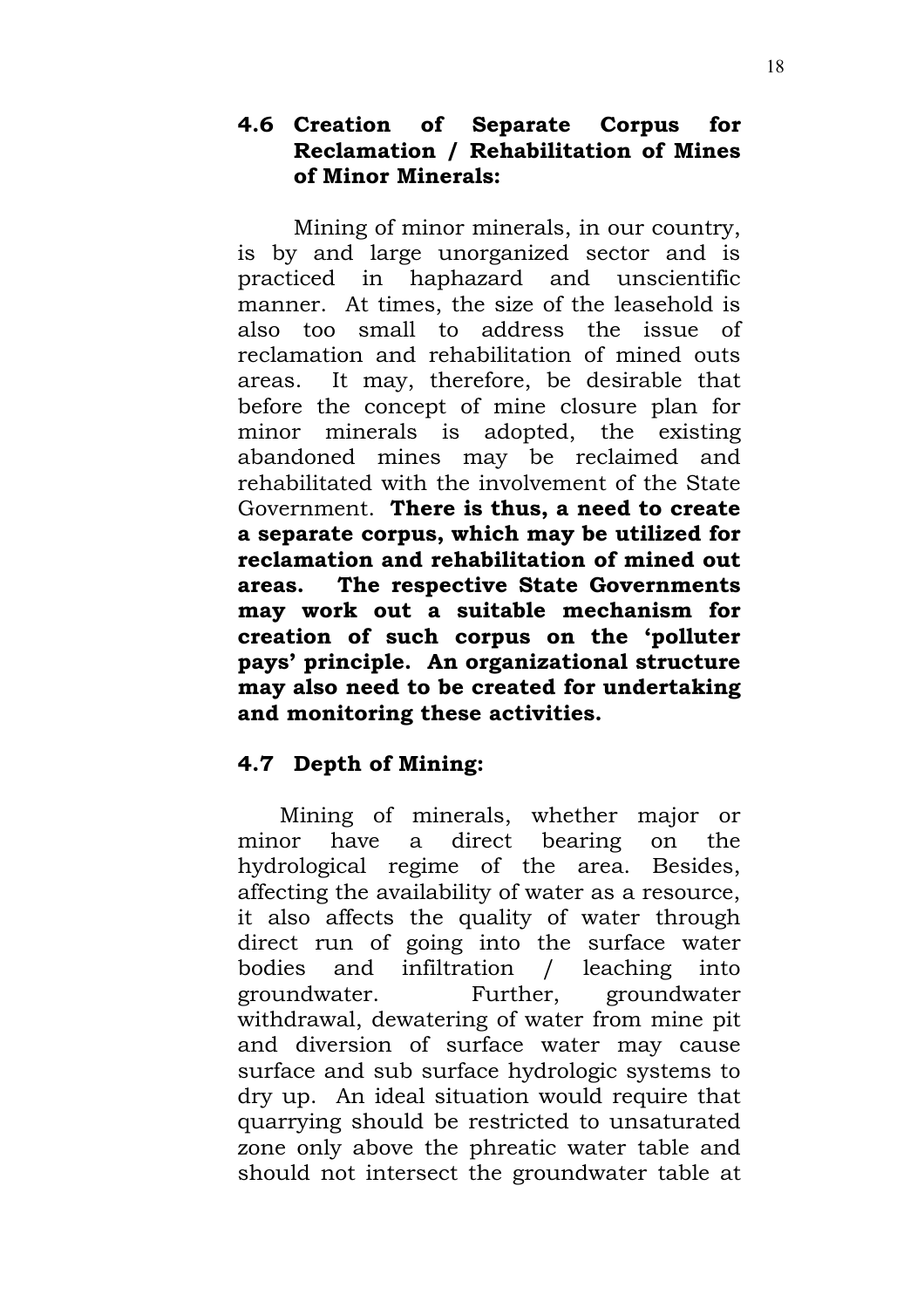## 4.6 Creation of Separate Corpus for Reclamation / Rehabilitation of Mines of Minor Minerals:

Mining of minor minerals, in our country, is by and large unorganized sector and is practiced in haphazard and unscientific manner. At times, the size of the leasehold is also too small to address the issue of reclamation and rehabilitation of mined outs areas. It may, therefore, be desirable that before the concept of mine closure plan for minor minerals is adopted, the existing abandoned mines may be reclaimed and rehabilitated with the involvement of the State Government. **There is thus, a need to create a separate corpus, which may be utilized for reclamation and rehabilitation of mined out areas. The respective State Governments may work out a suitable mechanism for creation of such corpus on the 'polluter pays' principle. An organizational structure may also need to be created for undertaking and monitoring these activities.**

## 4.7 Depth of Mining:

Mining of minerals, whether major or minor have a direct bearing on the hydrological regime of the area. Besides, affecting the availability of water as a resource, it also affects the quality of water through direct run of going into the surface water bodies and infiltration / leaching into groundwater. Further, groundwater withdrawal, dewatering of water from mine pit and diversion of surface water may cause surface and sub surface hydrologic systems to dry up. An ideal situation would require that quarrying should be restricted to unsaturated zone only above the phreatic water table and should not intersect the groundwater table at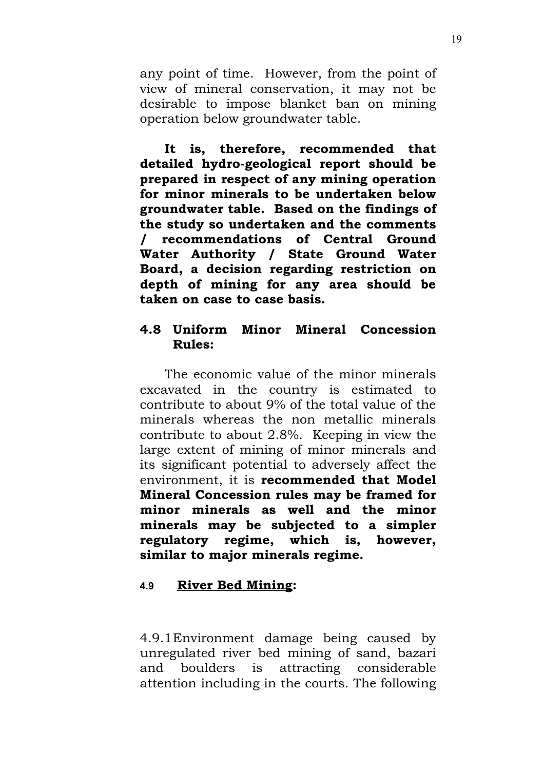any point of time. However, from the point of view of mineral conservation, it may not be desirable to impose blanket ban on mining operation below groundwater table.

**It is, therefore, recommended that detailed hydro-geological report should be prepared in respect of any mining operation for minor minerals to be undertaken below groundwater table. Based on the findings of the study so undertaken and the comments / recommendations of Central Ground Water Authority / State Ground Water Board, a decision regarding restriction on depth of mining for any area should be taken on case to case basis.**

## 4.8 Uniform Minor Mineral Concession Rules:

The economic value of the minor minerals excavated in the country is estimated to contribute to about 9% of the total value of the minerals whereas the non metallic minerals contribute to about 2.8%. Keeping in view the large extent of mining of minor minerals and its significant potential to adversely affect the environment, it is **recommended that Model Mineral Concession rules may be framed for minor minerals as well and the minor minerals may be subjected to a simpler regulatory regime, which is, however, similar to major minerals regime.**

## 4.9 River Bed Mining:

4.9.1 Environment damage being caused by unregulated river bed mining of sand, bazari and boulders is attracting considerable attention including in the courts. The following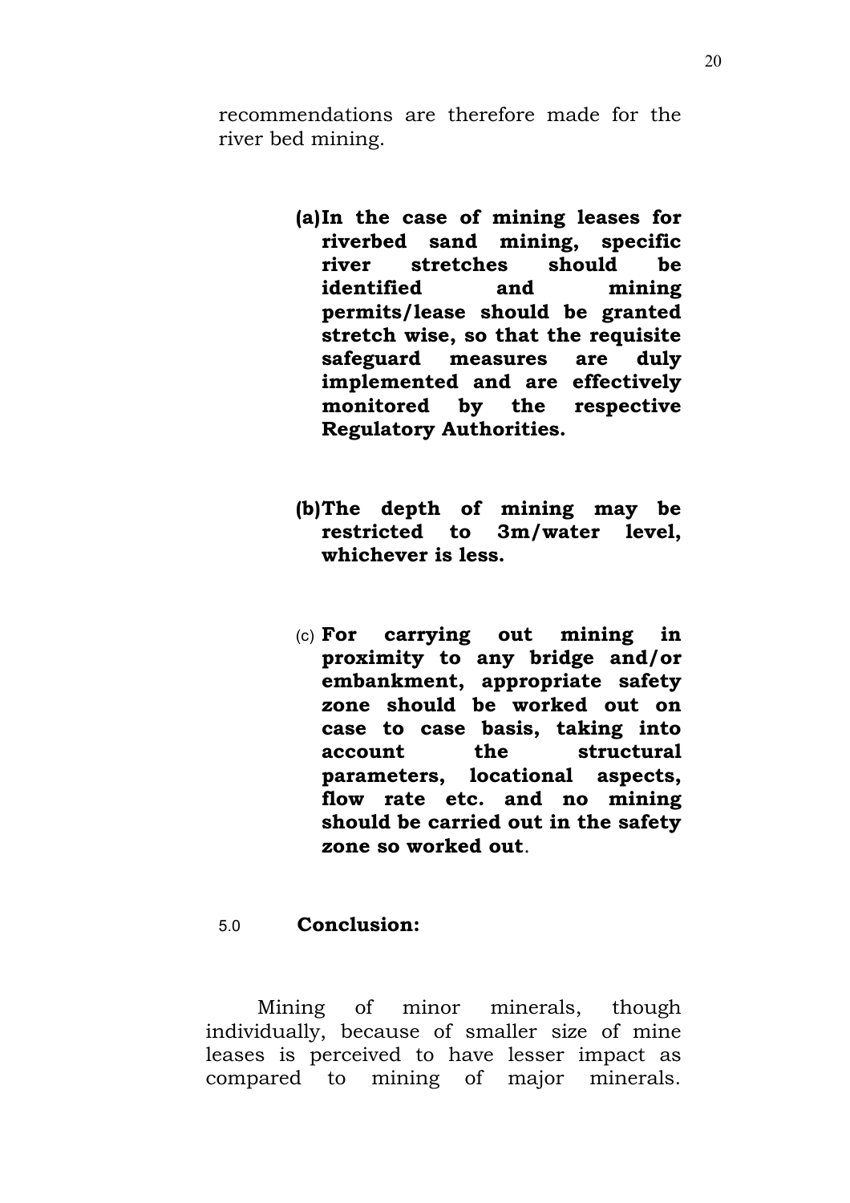recommendations are therefore made for the river bed mining.

- **(a) In the case of mining leases for riverbed sand mining, specific river stretches should be identified and mining permits/lease should be granted stretch wise, so that the requisite safeguard measures are duly implemented and are effectively monitored by the respective Regulatory Authorities.**

- **(b) The depth of mining may be restricted to 3m/water level, whichever is less.**

- (c) **For carrying out mining in proximity to any bridge and/or embankment, appropriate safety zone should be worked out on case to case basis, taking into account the structural parameters, locational aspects, flow rate etc. and no mining should be carried out in the safety zone so worked out**.

## 5.0 **Conclusion:**

Mining of minor minerals, though individually, because of smaller size of mine leases is perceived to have lesser impact as compared to mining of major minerals.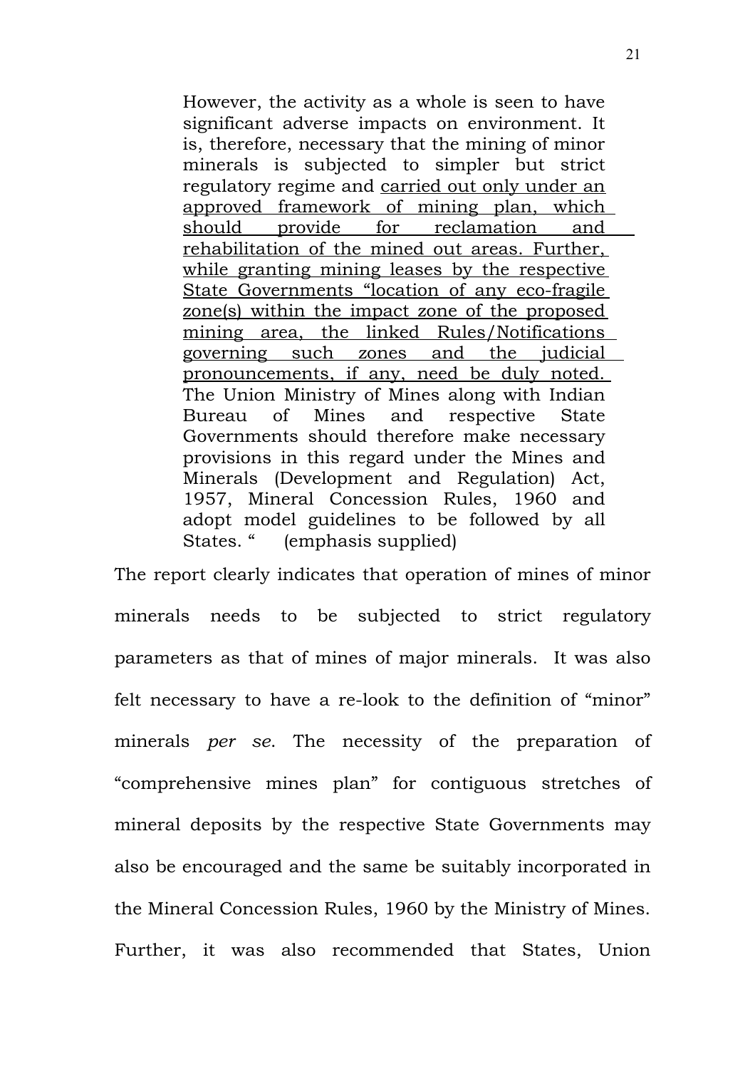> However, the activity as a whole is seen to have significant adverse impacts on environment. It is, therefore, necessary that the mining of minor minerals is subjected to simpler but strict regulatory regime and <u>carried out only under an approved framework of mining plan, which should provide for reclamation and rehabilitation of the mined out areas. Further, while granting mining leases by the respective State Governments "location of any eco-fragile zone(s) within the impact zone of the proposed mining area, the linked Rules/Notifications governing such zones and the judicial pronouncements, if any, need be duly noted.</u> The Union Ministry of Mines along with Indian Bureau of Mines and respective State Governments should therefore make necessary provisions in this regard under the Mines and Minerals (Development and Regulation) Act, 1957, Mineral Concession Rules, 1960 and adopt model guidelines to be followed by all States. " (emphasis supplied)

The report clearly indicates that operation of mines of minor minerals needs to be subjected to strict regulatory parameters as that of mines of major minerals. It was also felt necessary to have a re-look to the definition of "minor" minerals *per se*. The necessity of the preparation of "comprehensive mines plan" for contiguous stretches of mineral deposits by the respective State Governments may also be encouraged and the same be suitably incorporated in the Mineral Concession Rules, 1960 by the Ministry of Mines. Further, it was also recommended that States, Union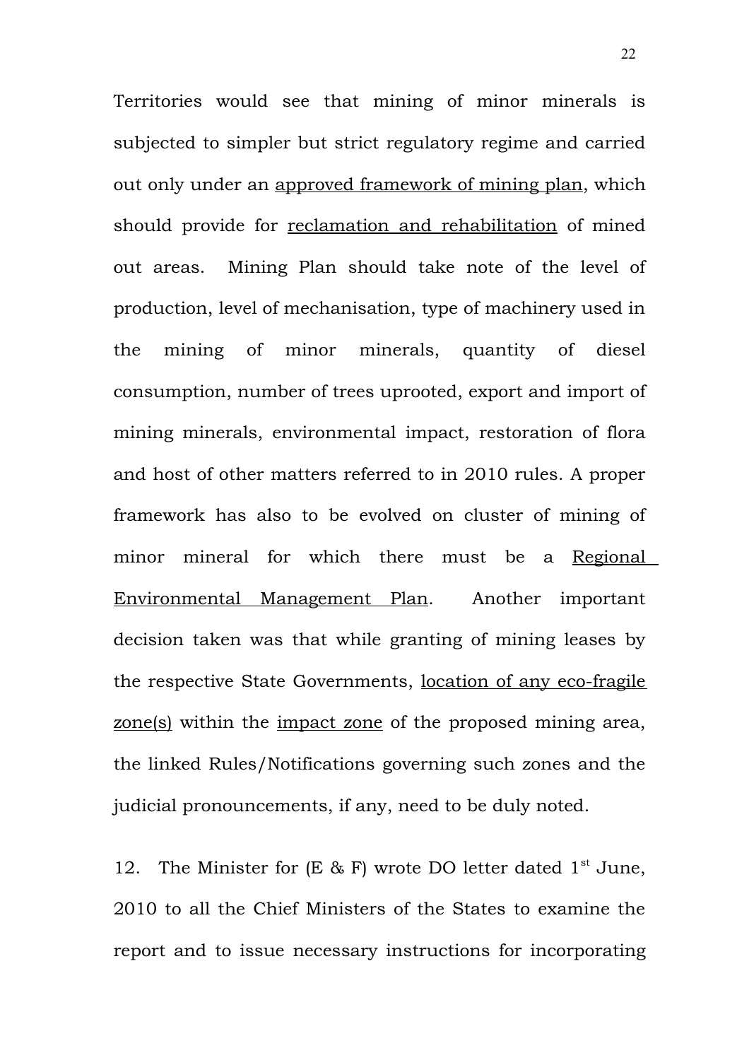Territories would see that mining of minor minerals is subjected to simpler but strict regulatory regime and carried out only under an <u>approved framework of mining plan</u>, which should provide for <u>reclamation and rehabilitation</u> of mined out areas. Mining Plan should take note of the level of production, level of mechanisation, type of machinery used in the mining of minor minerals, quantity of diesel consumption, number of trees uprooted, export and import of mining minerals, environmental impact, restoration of flora and host of other matters referred to in 2010 rules. A proper framework has also to be evolved on cluster of mining of minor mineral for which there must be a <u>Regional Environmental Management Plan</u>. Another important decision taken was that while granting of mining leases by the respective State Governments, <u>location of any eco-fragile zone(s)</u> within the <u>impact zone</u> of the proposed mining area, the linked Rules/Notifications governing such zones and the judicial pronouncements, if any, need to be duly noted.

12. The Minister for (E & F) wrote DO letter dated 1st June, 2010 to all the Chief Ministers of the States to examine the report and to issue necessary instructions for incorporating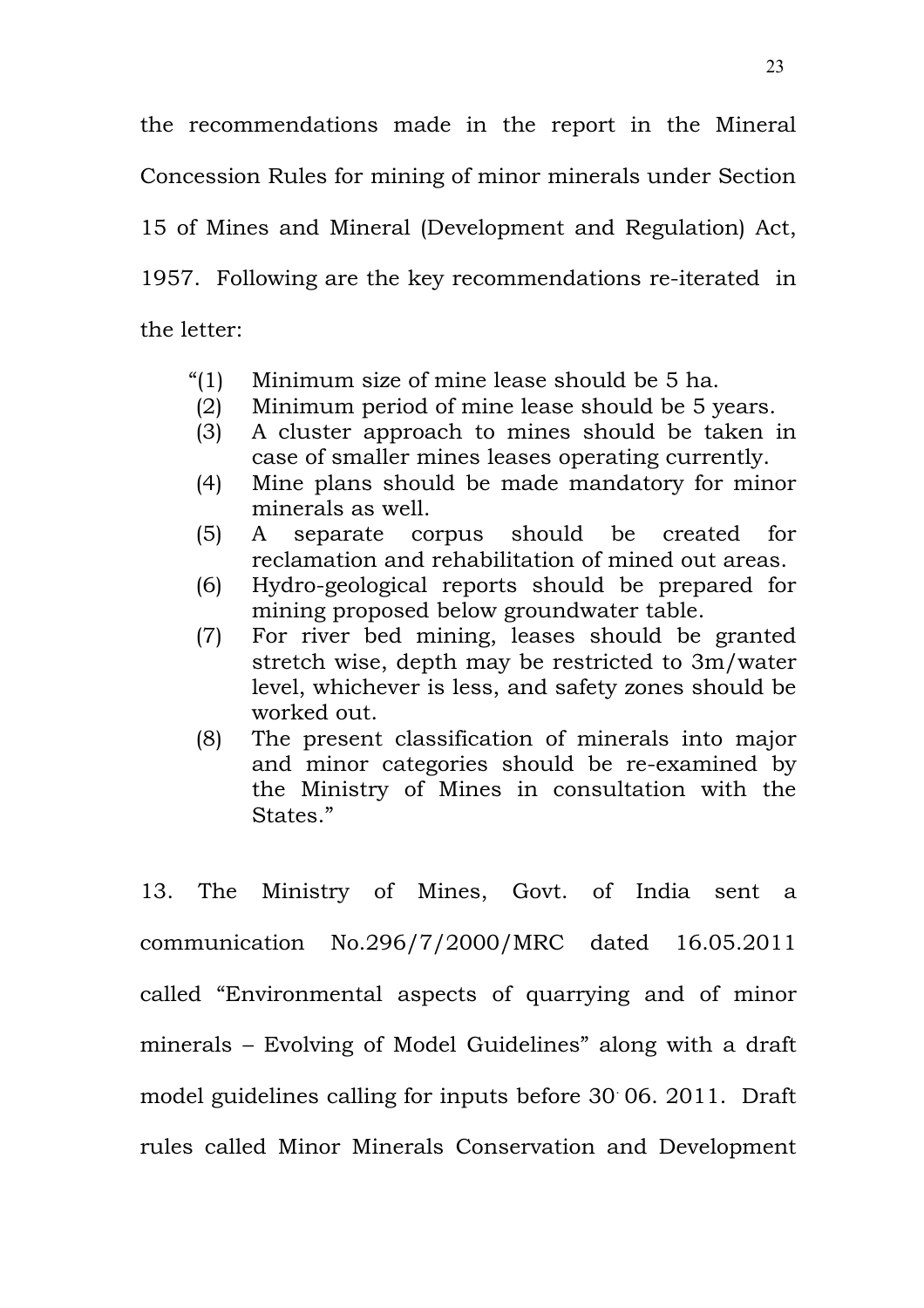the recommendations made in the report in the Mineral Concession Rules for mining of minor minerals under Section 15 of Mines and Mineral (Development and Regulation) Act, 1957. Following are the key recommendations re-iterated in the letter:

> "(1) Minimum size of mine lease should be 5 ha.
> (2) Minimum period of mine lease should be 5 years.
> (3) A cluster approach to mines should be taken in case of smaller mines leases operating currently.
> (4) Mine plans should be made mandatory for minor minerals as well.
> (5) A separate corpus should be created for reclamation and rehabilitation of mined out areas.
> (6) Hydro-geological reports should be prepared for mining proposed below groundwater table.
> (7) For river bed mining, leases should be granted stretch wise, depth may be restricted to 3m/water level, whichever is less, and safety zones should be worked out.
> (8) The present classification of minerals into major and minor categories should be re-examined by the Ministry of Mines in consultation with the States."

13. The Ministry of Mines, Govt. of India sent a communication No.296/7/2000/MRC dated 16.05.2011 called "Environmental aspects of quarrying and of minor minerals – Evolving of Model Guidelines" along with a draft model guidelines calling for inputs before 30.06. 2011. Draft rules called Minor Minerals Conservation and Development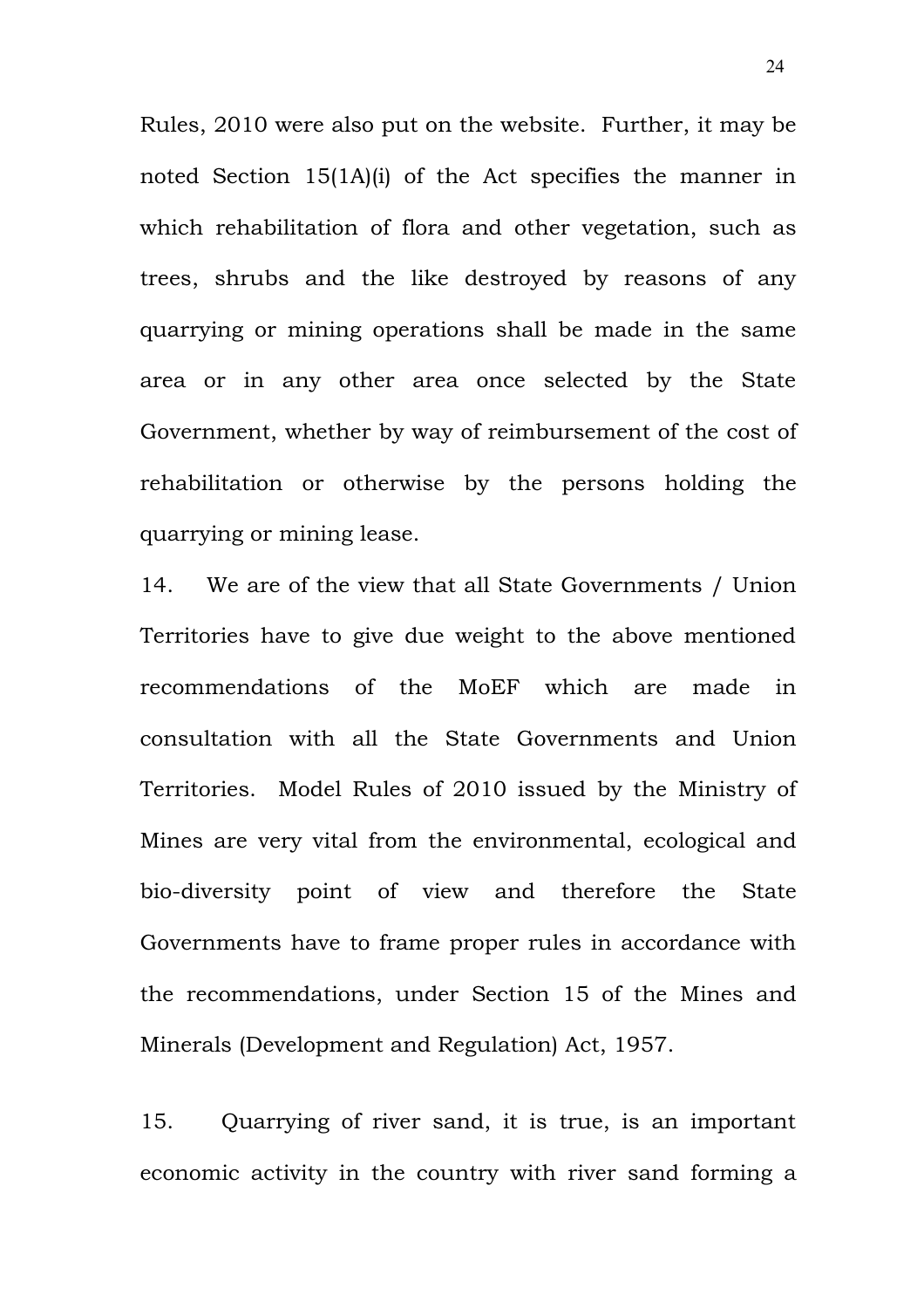Rules, 2010 were also put on the website. Further, it may be noted Section 15(1A)(i) of the Act specifies the manner in which rehabilitation of flora and other vegetation, such as trees, shrubs and the like destroyed by reasons of any quarrying or mining operations shall be made in the same area or in any other area once selected by the State Government, whether by way of reimbursement of the cost of rehabilitation or otherwise by the persons holding the quarrying or mining lease.

14. We are of the view that all State Governments / Union Territories have to give due weight to the above mentioned recommendations of the MoEF which are made in consultation with all the State Governments and Union Territories. Model Rules of 2010 issued by the Ministry of Mines are very vital from the environmental, ecological and bio-diversity point of view and therefore the State Governments have to frame proper rules in accordance with the recommendations, under Section 15 of the Mines and Minerals (Development and Regulation) Act, 1957.

15. Quarrying of river sand, it is true, is an important economic activity in the country with river sand forming a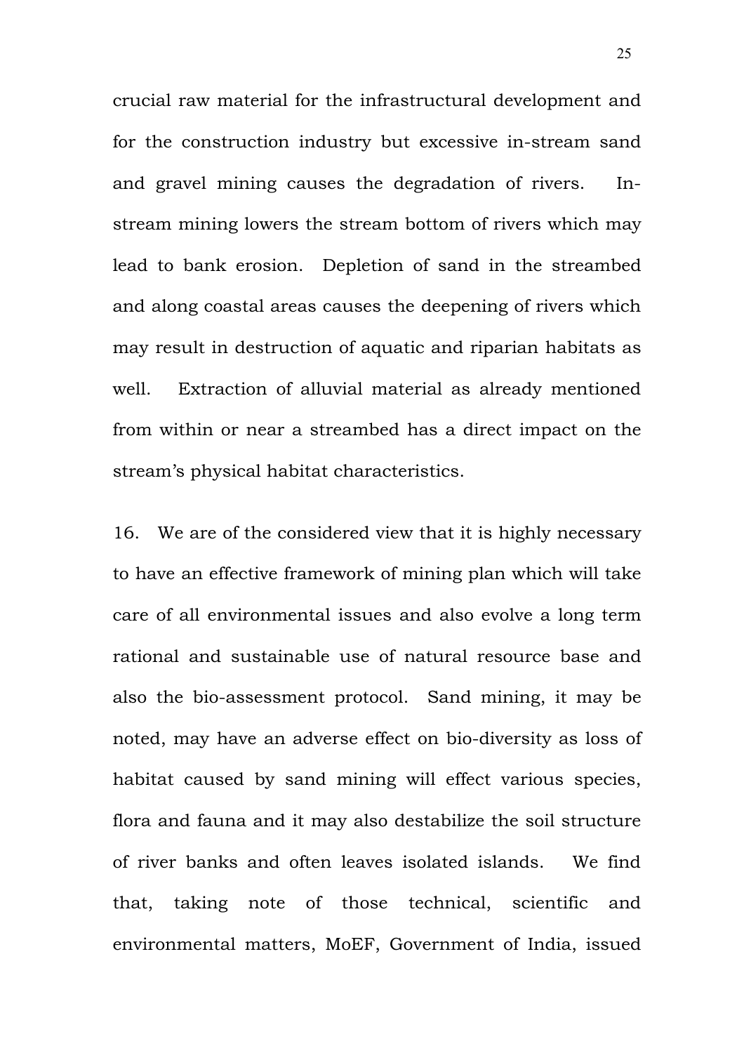crucial raw material for the infrastructural development and for the construction industry but excessive in-stream sand and gravel mining causes the degradation of rivers. In-stream mining lowers the stream bottom of rivers which may lead to bank erosion. Depletion of sand in the streambed and along coastal areas causes the deepening of rivers which may result in destruction of aquatic and riparian habitats as well. Extraction of alluvial material as already mentioned from within or near a streambed has a direct impact on the stream's physical habitat characteristics.

16. We are of the considered view that it is highly necessary to have an effective framework of mining plan which will take care of all environmental issues and also evolve a long term rational and sustainable use of natural resource base and also the bio-assessment protocol. Sand mining, it may be noted, may have an adverse effect on bio-diversity as loss of habitat caused by sand mining will effect various species, flora and fauna and it may also destabilize the soil structure of river banks and often leaves isolated islands. We find that, taking note of those technical, scientific and environmental matters, MoEF, Government of India, issued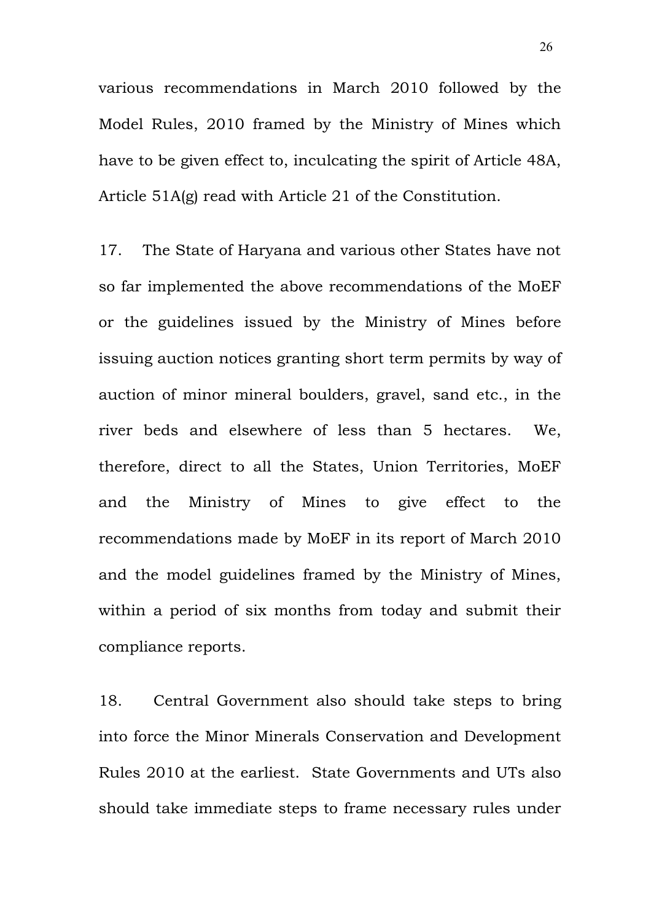various recommendations in March 2010 followed by the Model Rules, 2010 framed by the Ministry of Mines which have to be given effect to, inculcating the spirit of Article 48A, Article 51A(g) read with Article 21 of the Constitution.

17. The State of Haryana and various other States have not so far implemented the above recommendations of the MoEF or the guidelines issued by the Ministry of Mines before issuing auction notices granting short term permits by way of auction of minor mineral boulders, gravel, sand etc., in the river beds and elsewhere of less than 5 hectares. We, therefore, direct to all the States, Union Territories, MoEF and the Ministry of Mines to give effect to the recommendations made by MoEF in its report of March 2010 and the model guidelines framed by the Ministry of Mines, within a period of six months from today and submit their compliance reports.

18. Central Government also should take steps to bring into force the Minor Minerals Conservation and Development Rules 2010 at the earliest. State Governments and UTs also should take immediate steps to frame necessary rules under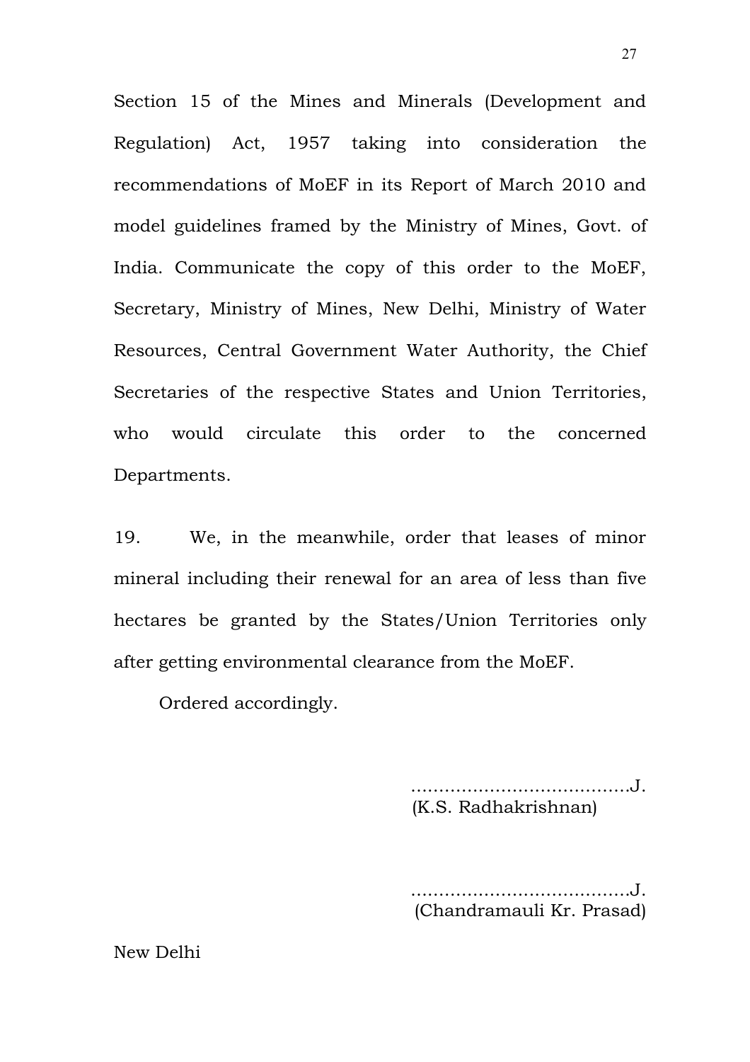Section 15 of the Mines and Minerals (Development and Regulation) Act, 1957 taking into consideration the recommendations of MoEF in its Report of March 2010 and model guidelines framed by the Ministry of Mines, Govt. of India. Communicate the copy of this order to the MoEF, Secretary, Ministry of Mines, New Delhi, Ministry of Water Resources, Central Government Water Authority, the Chief Secretaries of the respective States and Union Territories, who would circulate this order to the concerned Departments.

19. We, in the meanwhile, order that leases of minor mineral including their renewal for an area of less than five hectares be granted by the States/Union Territories only after getting environmental clearance from the MoEF.

Ordered accordingly.

……………………………….J.
(K.S. Radhakrishnan)

……………………………….J.
(Chandramauli Kr. Prasad)

New Delhi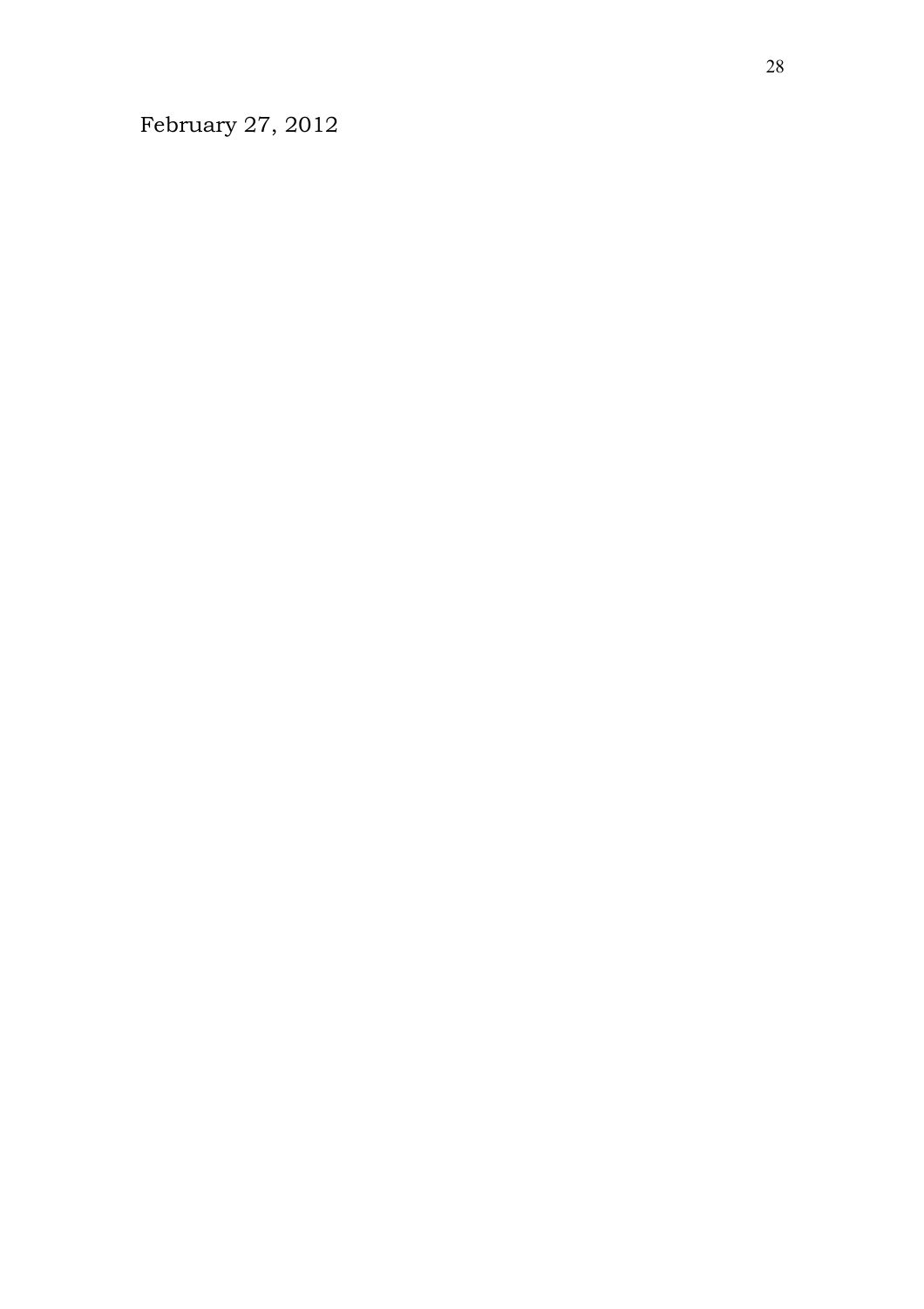February 27, 2012